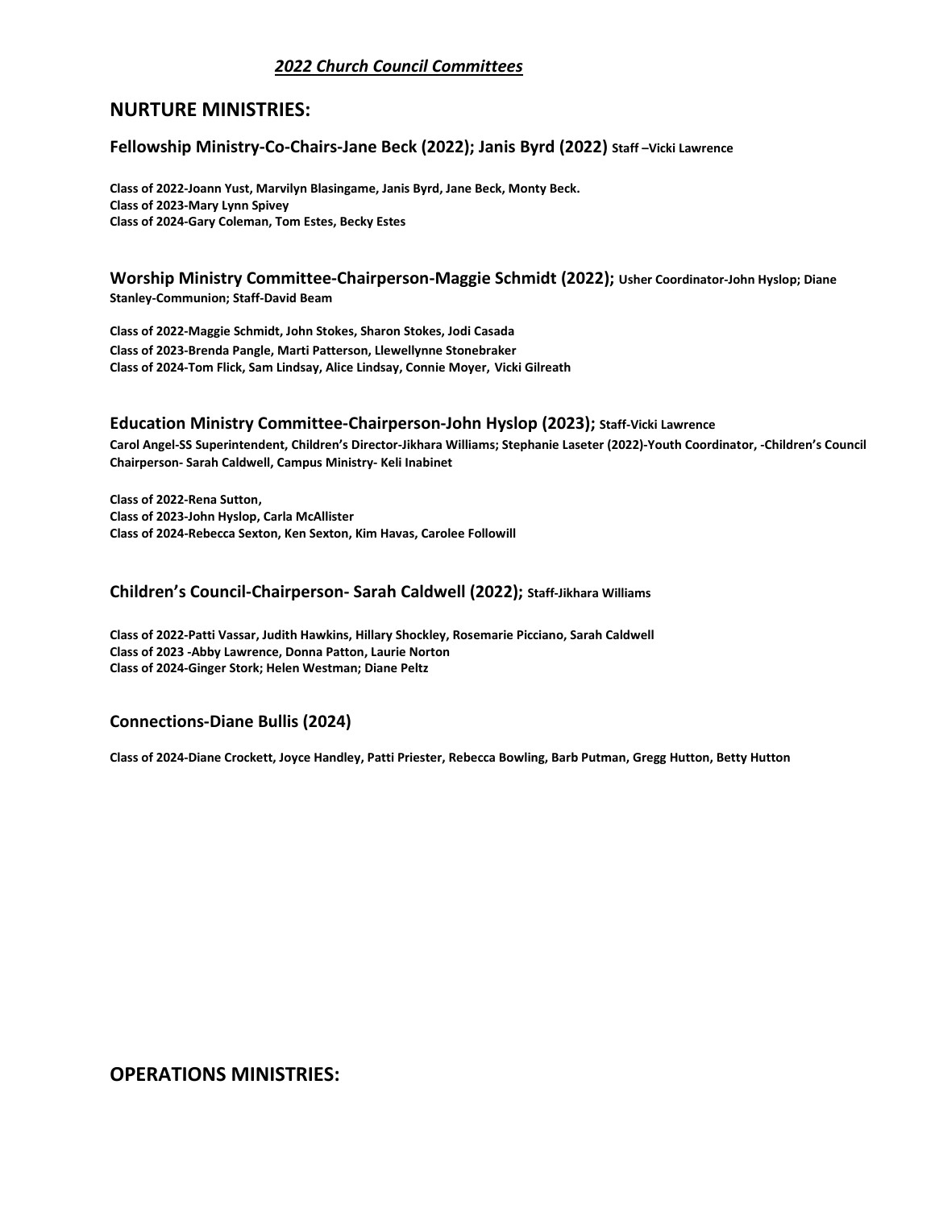## *2022 Church Council Committees*

# NURTURE MINISTRIES:

### Fellowship Ministry-Co-Chairs-Jane Beck (2022); Janis Byrd (2022) Staff –Vicki Lawrence

**Class of 2022-Joann Yust, Marvilyn Blasingame, Janis Byrd, Jane Beck, Monty Beck.**
**Class of 2023-Mary Lynn Spivey**
**Class of 2024-Gary Coleman, Tom Estes, Becky Estes**

### Worship Ministry Committee-Chairperson-Maggie Schmidt (2022); Usher Coordinator-John Hyslop; Diane Stanley-Communion; Staff-David Beam

**Class of 2022-Maggie Schmidt, John Stokes, Sharon Stokes, Jodi Casada**
**Class of 2023-Brenda Pangle, Marti Patterson, Llewellynne Stonebraker**
**Class of 2024-Tom Flick, Sam Lindsay, Alice Lindsay, Connie Moyer, Vicki Gilreath**

### Education Ministry Committee-Chairperson-John Hyslop (2023); Staff-Vicki Lawrence

**Carol Angel-SS Superintendent, Children's Director-Jikhara Williams; Stephanie Laseter (2022)-Youth Coordinator, -Children's Council Chairperson- Sarah Caldwell, Campus Ministry- Keli Inabinet**

**Class of 2022-Rena Sutton,**
**Class of 2023-John Hyslop, Carla McAllister**
**Class of 2024-Rebecca Sexton, Ken Sexton, Kim Havas, Carolee Followill**

### Children's Council-Chairperson- Sarah Caldwell (2022); Staff-Jikhara Williams

**Class of 2022-Patti Vassar, Judith Hawkins, Hillary Shockley, Rosemarie Picciano, Sarah Caldwell**
**Class of 2023 -Abby Lawrence, Donna Patton, Laurie Norton**
**Class of 2024-Ginger Stork; Helen Westman; Diane Peltz**

### Connections-Diane Bullis (2024)

**Class of 2024-Diane Crockett, Joyce Handley, Patti Priester, Rebecca Bowling, Barb Putman, Gregg Hutton, Betty Hutton**

# OPERATIONS MINISTRIES: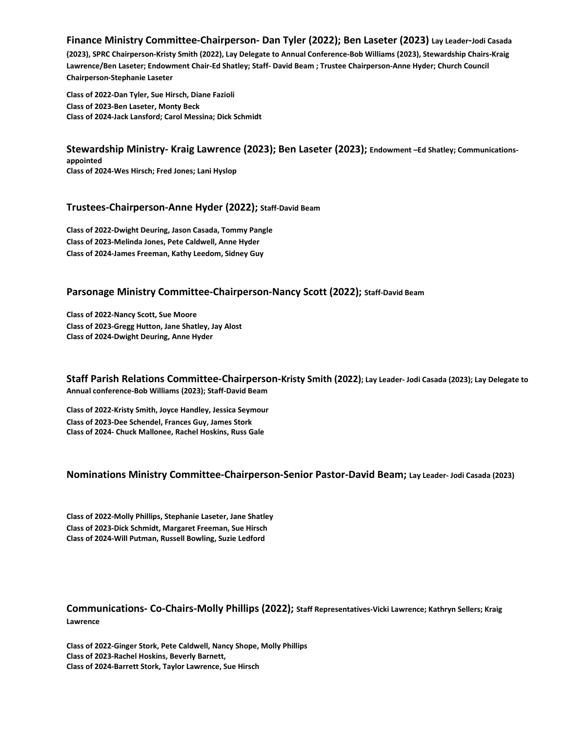### Finance Ministry Committee-Chairperson- Dan Tyler (2022); Ben Laseter (2023) Lay Leader-Jodi Casada (2023), SPRC Chairperson-Kristy Smith (2022), Lay Delegate to Annual Conference-Bob Williams (2023), Stewardship Chairs-Kraig Lawrence/Ben Laseter; Endowment Chair-Ed Shatley; Staff- David Beam ; Trustee Chairperson-Anne Hyder; Church Council Chairperson-Stephanie Laseter

**Class of 2022-Dan Tyler, Sue Hirsch, Diane Fazioli**
**Class of 2023-Ben Laseter, Monty Beck**
**Class of 2024-Jack Lansford; Carol Messina; Dick Schmidt**

### Stewardship Ministry- Kraig Lawrence (2023); Ben Laseter (2023); Endowment –Ed Shatley; Communications-appointed

**Class of 2024-Wes Hirsch; Fred Jones; Lani Hyslop**

### Trustees-Chairperson-Anne Hyder (2022); Staff-David Beam

**Class of 2022-Dwight Deuring, Jason Casada, Tommy Pangle**
**Class of 2023-Melinda Jones, Pete Caldwell, Anne Hyder**
**Class of 2024-James Freeman, Kathy Leedom, Sidney Guy**

### Parsonage Ministry Committee-Chairperson-Nancy Scott (2022); Staff-David Beam

**Class of 2022-Nancy Scott, Sue Moore**
**Class of 2023-Gregg Hutton, Jane Shatley, Jay Alost**
**Class of 2024-Dwight Deuring, Anne Hyder**

### Staff Parish Relations Committee-Chairperson-Kristy Smith (2022); Lay Leader- Jodi Casada (2023); Lay Delegate to Annual conference-Bob Williams (2023); Staff-David Beam

**Class of 2022-Kristy Smith, Joyce Handley, Jessica Seymour**
**Class of 2023-Dee Schendel, Frances Guy, James Stork**
**Class of 2024- Chuck Mallonee, Rachel Hoskins, Russ Gale**

### Nominations Ministry Committee-Chairperson-Senior Pastor-David Beam; Lay Leader- Jodi Casada (2023)

**Class of 2022-Molly Phillips, Stephanie Laseter, Jane Shatley**
**Class of 2023-Dick Schmidt, Margaret Freeman, Sue Hirsch**
**Class of 2024-Will Putman, Russell Bowling, Suzie Ledford**

### Communications- Co-Chairs-Molly Phillips (2022); Staff Representatives-Vicki Lawrence; Kathryn Sellers; Kraig Lawrence

**Class of 2022-Ginger Stork, Pete Caldwell, Nancy Shope, Molly Phillips**
**Class of 2023-Rachel Hoskins, Beverly Barnett,**
**Class of 2024-Barrett Stork, Taylor Lawrence, Sue Hirsch**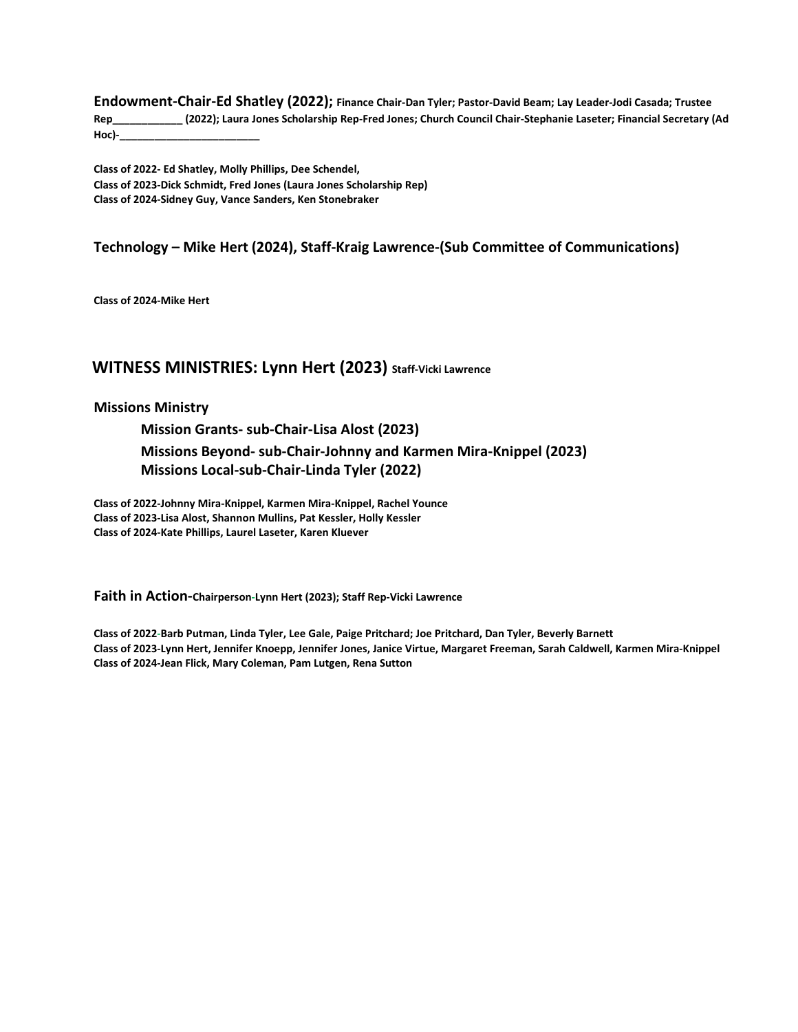**Endowment-Chair-Ed Shatley (2022); Finance Chair-Dan Tyler; Pastor-David Beam; Lay Leader-Jodi Casada; Trustee Rep____________ (2022); Laura Jones Scholarship Rep-Fred Jones; Church Council Chair-Stephanie Laseter; Financial Secretary (Ad Hoc)-________________________**

**Class of 2022- Ed Shatley, Molly Phillips, Dee Schendel,**
**Class of 2023-Dick Schmidt, Fred Jones (Laura Jones Scholarship Rep)**
**Class of 2024-Sidney Guy, Vance Sanders, Ken Stonebraker**

**Technology – Mike Hert (2024), Staff-Kraig Lawrence-(Sub Committee of Communications)**

**Class of 2024-Mike Hert**

## WITNESS MINISTRIES: Lynn Hert (2023) Staff-Vicki Lawrence

**Missions Ministry**

- **Mission Grants- sub-Chair-Lisa Alost (2023)**
- **Missions Beyond- sub-Chair-Johnny and Karmen Mira-Knippel (2023)**
- **Missions Local-sub-Chair-Linda Tyler (2022)**

**Class of 2022-Johnny Mira-Knippel, Karmen Mira-Knippel, Rachel Younce**
**Class of 2023-Lisa Alost, Shannon Mullins, Pat Kessler, Holly Kessler**
**Class of 2024-Kate Phillips, Laurel Laseter, Karen Kluever**

**Faith in Action-Chairperson-Lynn Hert (2023); Staff Rep-Vicki Lawrence**

**Class of 2022-Barb Putman, Linda Tyler, Lee Gale, Paige Pritchard; Joe Pritchard, Dan Tyler, Beverly Barnett**
**Class of 2023-Lynn Hert, Jennifer Knoepp, Jennifer Jones, Janice Virtue, Margaret Freeman, Sarah Caldwell, Karmen Mira-Knippel**
**Class of 2024-Jean Flick, Mary Coleman, Pam Lutgen, Rena Sutton**